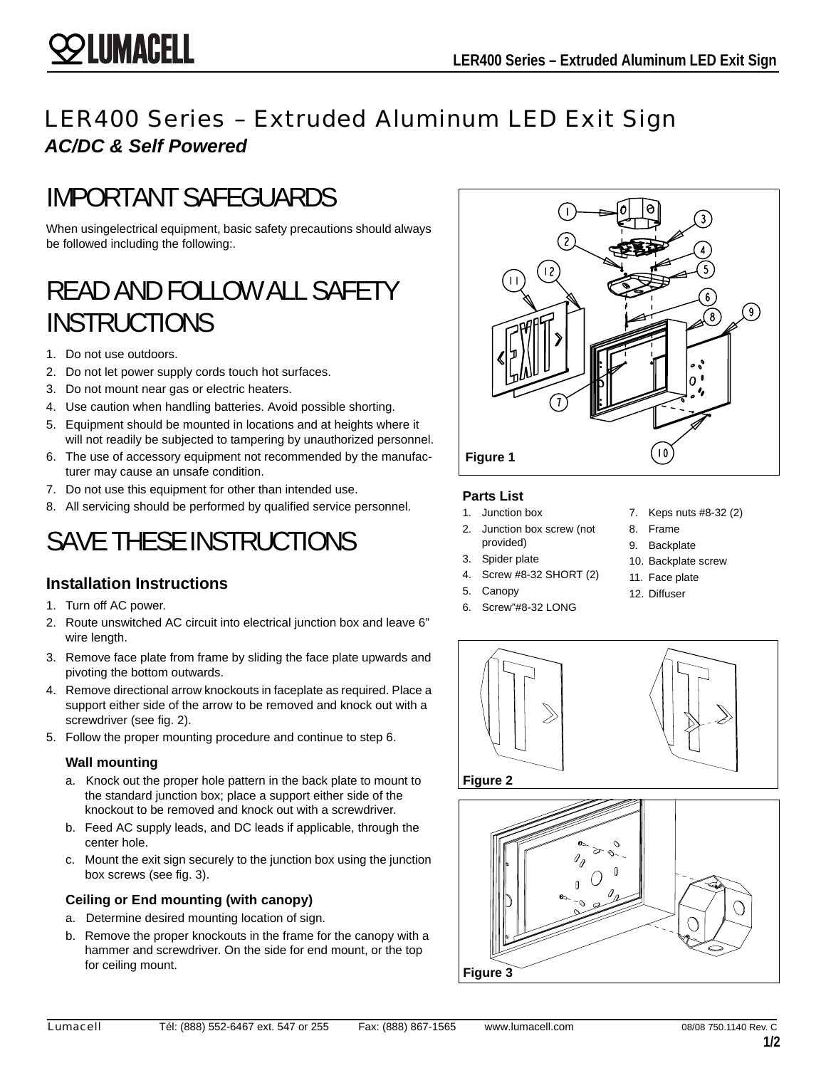# LER400 Series – Extruded Aluminum LED Exit Sign

***AC/DC & Self Powered***

## IMPORTANT SAFEGUARDS

When usingelectrical equipment, basic safety precautions should always be followed including the following:.

## READ AND FOLLOW ALL SAFETY INSTRUCTIONS

1. Do not use outdoors.
2. Do not let power supply cords touch hot surfaces.
3. Do not mount near gas or electric heaters.
4. Use caution when handling batteries. Avoid possible shorting.
5. Equipment should be mounted in locations and at heights where it will not readily be subjected to tampering by unauthorized personnel.
6. The use of accessory equipment not recommended by the manufacturer may cause an unsafe condition.
7. Do not use this equipment for other than intended use.
8. All servicing should be performed by qualified service personnel.

## SAVE THESE INSTRUCTIONS

### Installation Instructions

1. Turn off AC power.
2. Route unswitched AC circuit into electrical junction box and leave 6" wire length.
3. Remove face plate from frame by sliding the face plate upwards and pivoting the bottom outwards.
4. Remove directional arrow knockouts in faceplate as required. Place a support either side of the arrow to be removed and knock out with a screwdriver (see fig. 2).
5. Follow the proper mounting procedure and continue to step 6.

#### Wall mounting

a. Knock out the proper hole pattern in the back plate to mount to the standard junction box; place a support either side of the knockout to be removed and knock out with a screwdriver.

b. Feed AC supply leads, and DC leads if applicable, through the center hole.

c. Mount the exit sign securely to the junction box using the junction box screws (see fig. 3).

#### Ceiling or End mounting (with canopy)

a. Determine desired mounting location of sign.

b. Remove the proper knockouts in the frame for the canopy with a hammer and screwdriver. On the side for end mount, or the top for ceiling mount.

Figure 1

**Parts List**

1. Junction box
2. Junction box screw (not provided)
3. Spider plate
4. Screw #8-32 SHORT (2)
5. Canopy
6. Screw"#8-32 LONG
7. Keps nuts #8-32 (2)
8. Frame
9. Backplate
10. Backplate screw
11. Face plate
12. Diffuser

Figure 2

Figure 3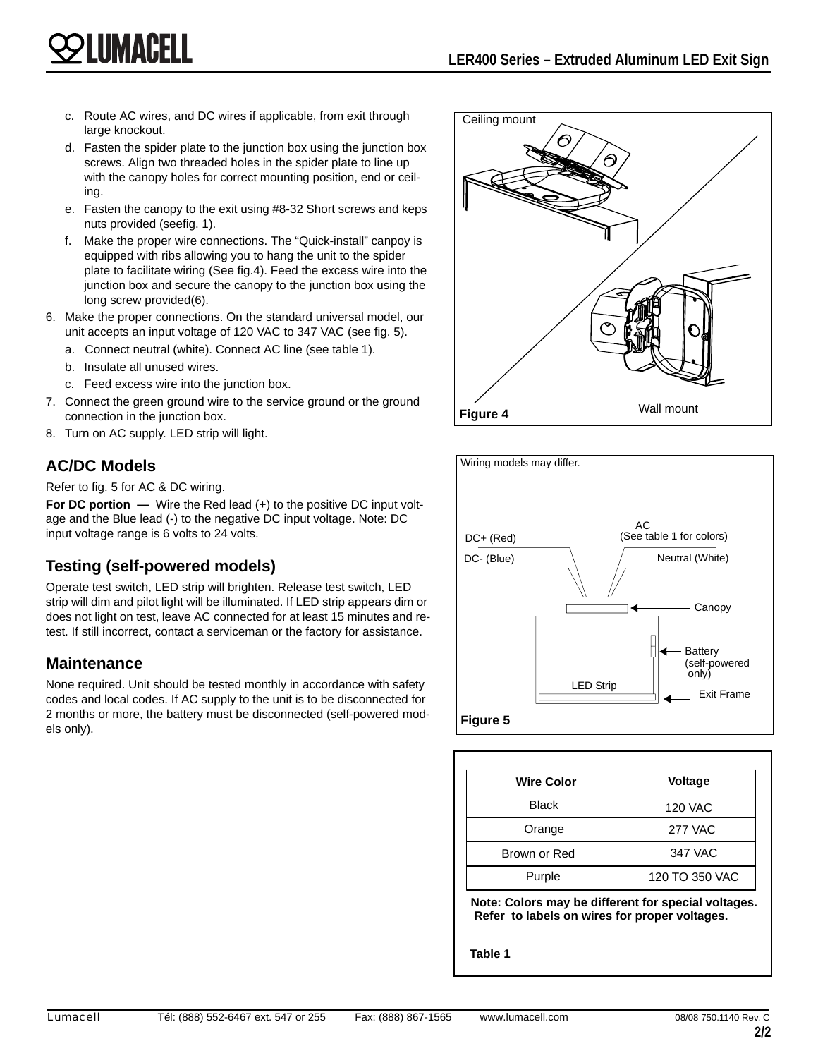c. Route AC wires, and DC wires if applicable, from exit through large knockout.

d. Fasten the spider plate to the junction box using the junction box screws. Align two threaded holes in the spider plate to line up with the canopy holes for correct mounting position, end or ceiling.

e. Fasten the canopy to the exit using #8-32 Short screws and keps nuts provided (seefig. 1).

f. Make the proper wire connections. The "Quick-install" canpoy is equipped with ribs allowing you to hang the unit to the spider plate to facilitate wiring (See fig.4). Feed the excess wire into the junction box and secure the canopy to the junction box using the long screw provided(6).

6. Make the proper connections. On the standard universal model, our unit accepts an input voltage of 120 VAC to 347 VAC (see fig. 5).
   a. Connect neutral (white). Connect AC line (see table 1).
   b. Insulate all unused wires.
   c. Feed excess wire into the junction box.
7. Connect the green ground wire to the service ground or the ground connection in the junction box.
8. Turn on AC supply. LED strip will light.

## AC/DC Models

Refer to fig. 5 for AC & DC wiring.

**For DC portion —** Wire the Red lead (+) to the positive DC input voltage and the Blue lead (-) to the negative DC input voltage. Note: DC input voltage range is 6 volts to 24 volts.

## Testing (self-powered models)

Operate test switch, LED strip will brighten. Release test switch, LED strip will dim and pilot light will be illuminated. If LED strip appears dim or does not light on test, leave AC connected for at least 15 minutes and re-test. If still incorrect, contact a serviceman or the factory for assistance.

## Maintenance

None required. Unit should be tested monthly in accordance with safety codes and local codes. If AC supply to the unit is to be disconnected for 2 months or more, the battery must be disconnected (self-powered models only).

Ceiling mount

Wall mount

**Figure 4**

Wiring models may differ.

DC+ (Red)

DC- (Blue)

AC (See table 1 for colors)

Neutral (White)

Canopy

Battery (self-powered only)

LED Strip

Exit Frame

**Figure 5**

| Wire Color | Voltage |
| --- | --- |
| Black | 120 VAC |
| Orange | 277 VAC |
| Brown or Red | 347 VAC |
| Purple | 120 TO 350 VAC |

**Note: Colors may be different for special voltages. Refer to labels on wires for proper voltages.**

**Table 1**

Lumacell Tél: (888) 552-6467 ext. 547 or 255 Fax: (888) 867-1565 www.lumacell.com 08/08 750.1140 Rev. C